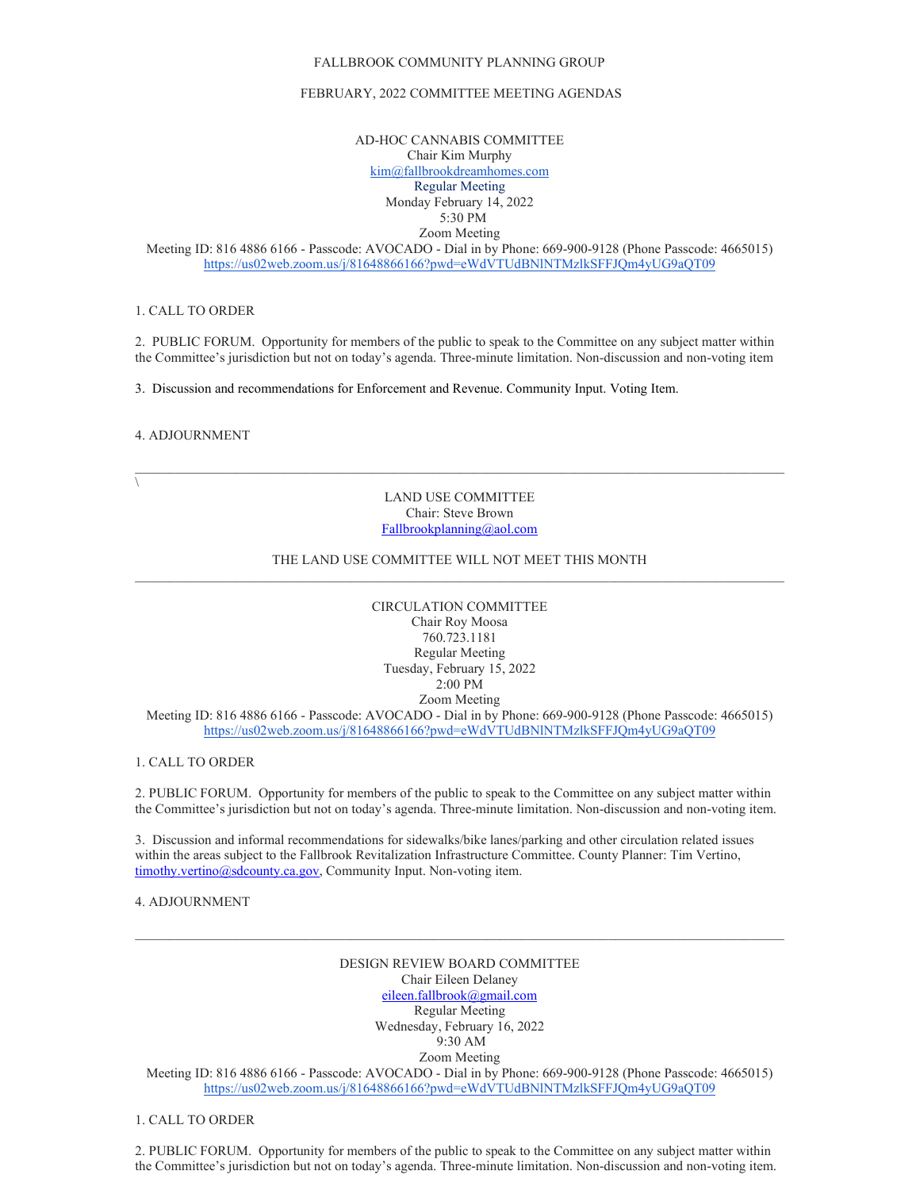FALLBROOK COMMUNITY PLANNING GROUP

FEBRUARY, 2022 COMMITTEE MEETING AGENDAS

AD-HOC CANNABIS COMMITTEE
Chair Kim Murphy
kim@fallbrookdreamhomes.com
Regular Meeting
Monday February 14, 2022
5:30 PM
Zoom Meeting
Meeting ID: 816 4886 6166 - Passcode: AVOCADO - Dial in by Phone: 669-900-9128 (Phone Passcode: 4665015)
https://us02web.zoom.us/j/81648866166?pwd=eWdVTUdBNlNTMzlkSFFJQm4yUG9aQT09

1. CALL TO ORDER

2. PUBLIC FORUM. Opportunity for members of the public to speak to the Committee on any subject matter within the Committee's jurisdiction but not on today's agenda. Three-minute limitation. Non-discussion and non-voting item

3. Discussion and recommendations for Enforcement and Revenue. Community Input. Voting Item.

4. ADJOURNMENT

---

\

LAND USE COMMITTEE
Chair: Steve Brown
Fallbrookplanning@aol.com

THE LAND USE COMMITTEE WILL NOT MEET THIS MONTH

---

CIRCULATION COMMITTEE
Chair Roy Moosa
760.723.1181
Regular Meeting
Tuesday, February 15, 2022
2:00 PM
Zoom Meeting
Meeting ID: 816 4886 6166 - Passcode: AVOCADO - Dial in by Phone: 669-900-9128 (Phone Passcode: 4665015)
https://us02web.zoom.us/j/81648866166?pwd=eWdVTUdBNlNTMzlkSFFJQm4yUG9aQT09

1. CALL TO ORDER

2. PUBLIC FORUM. Opportunity for members of the public to speak to the Committee on any subject matter within the Committee's jurisdiction but not on today's agenda. Three-minute limitation. Non-discussion and non-voting item.

3. Discussion and informal recommendations for sidewalks/bike lanes/parking and other circulation related issues within the areas subject to the Fallbrook Revitalization Infrastructure Committee. County Planner: Tim Vertino, timothy.vertino@sdcounty.ca.gov, Community Input. Non-voting item.

4. ADJOURNMENT

---

DESIGN REVIEW BOARD COMMITTEE
Chair Eileen Delaney
eileen.fallbrook@gmail.com
Regular Meeting
Wednesday, February 16, 2022
9:30 AM
Zoom Meeting
Meeting ID: 816 4886 6166 - Passcode: AVOCADO - Dial in by Phone: 669-900-9128 (Phone Passcode: 4665015)
https://us02web.zoom.us/j/81648866166?pwd=eWdVTUdBNlNTMzlkSFFJQm4yUG9aQT09

1. CALL TO ORDER

2. PUBLIC FORUM. Opportunity for members of the public to speak to the Committee on any subject matter within the Committee's jurisdiction but not on today's agenda. Three-minute limitation. Non-discussion and non-voting item.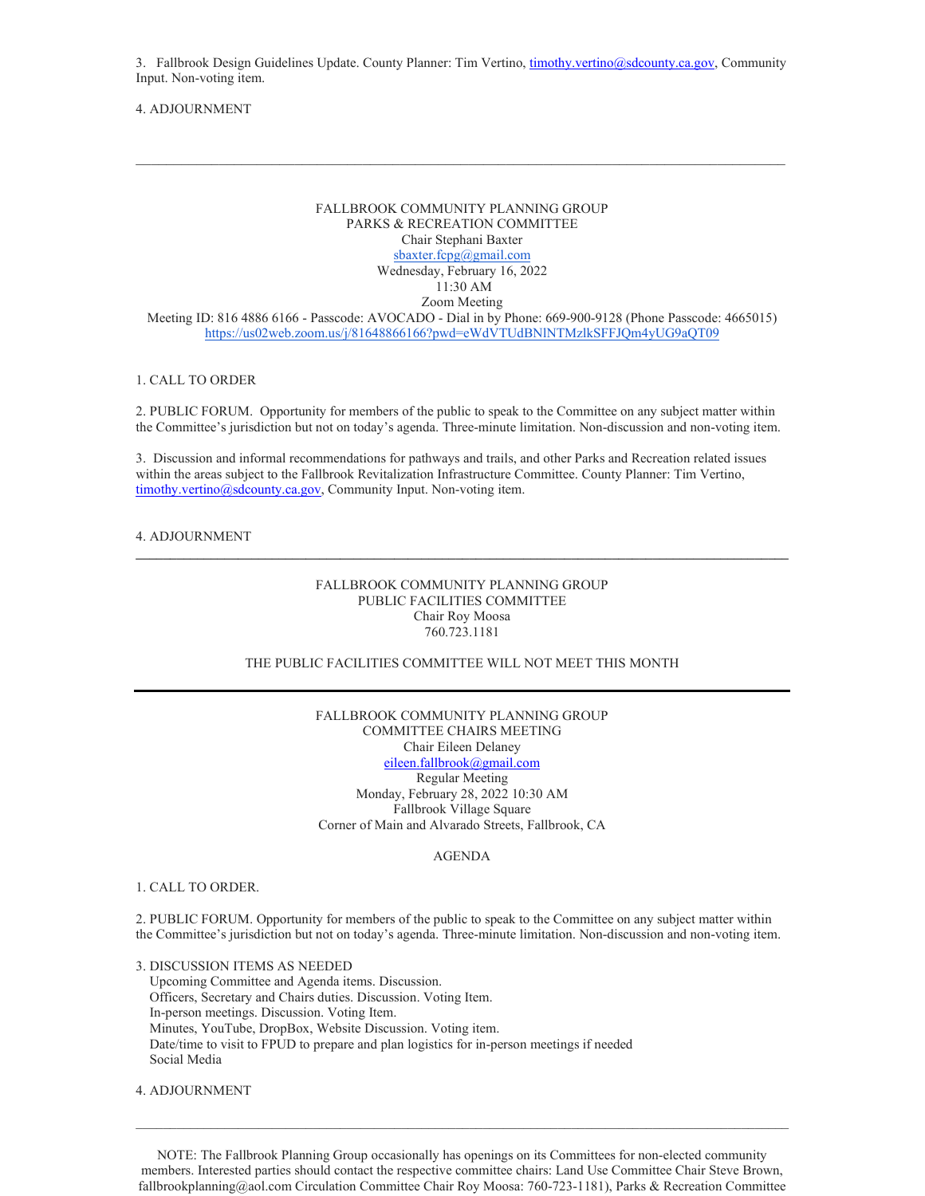3. Fallbrook Design Guidelines Update. County Planner: Tim Vertino, timothy.vertino@sdcounty.ca.gov, Community Input. Non-voting item.

4. ADJOURNMENT

---

FALLBROOK COMMUNITY PLANNING GROUP
PARKS & RECREATION COMMITTEE
Chair Stephani Baxter
sbaxter.fcpg@gmail.com
Wednesday, February 16, 2022
11:30 AM
Zoom Meeting
Meeting ID: 816 4886 6166 - Passcode: AVOCADO - Dial in by Phone: 669-900-9128 (Phone Passcode: 4665015)
https://us02web.zoom.us/j/81648866166?pwd=eWdVTUdBNlNTMzlkSFFJQm4yUG9aQT09

1. CALL TO ORDER

2. PUBLIC FORUM. Opportunity for members of the public to speak to the Committee on any subject matter within the Committee's jurisdiction but not on today's agenda. Three-minute limitation. Non-discussion and non-voting item.

3. Discussion and informal recommendations for pathways and trails, and other Parks and Recreation related issues within the areas subject to the Fallbrook Revitalization Infrastructure Committee. County Planner: Tim Vertino, timothy.vertino@sdcounty.ca.gov, Community Input. Non-voting item.

4. ADJOURNMENT

---

FALLBROOK COMMUNITY PLANNING GROUP
PUBLIC FACILITIES COMMITTEE
Chair Roy Moosa
760.723.1181

THE PUBLIC FACILITIES COMMITTEE WILL NOT MEET THIS MONTH

---

FALLBROOK COMMUNITY PLANNING GROUP
COMMITTEE CHAIRS MEETING
Chair Eileen Delaney
eileen.fallbrook@gmail.com
Regular Meeting
Monday, February 28, 2022 10:30 AM
Fallbrook Village Square
Corner of Main and Alvarado Streets, Fallbrook, CA

AGENDA

1. CALL TO ORDER.

2. PUBLIC FORUM. Opportunity for members of the public to speak to the Committee on any subject matter within the Committee's jurisdiction but not on today's agenda. Three-minute limitation. Non-discussion and non-voting item.

3. DISCUSSION ITEMS AS NEEDED
   - Upcoming Committee and Agenda items. Discussion.
   - Officers, Secretary and Chairs duties. Discussion. Voting Item.
   - In-person meetings. Discussion. Voting Item.
   - Minutes, YouTube, DropBox, Website Discussion. Voting item.
   - Date/time to visit to FPUD to prepare and plan logistics for in-person meetings if needed
   - Social Media

4. ADJOURNMENT

---

NOTE: The Fallbrook Planning Group occasionally has openings on its Committees for non-elected community members. Interested parties should contact the respective committee chairs: Land Use Committee Chair Steve Brown, fallbrookplanning@aol.com Circulation Committee Chair Roy Moosa: 760-723-1181), Parks & Recreation Committee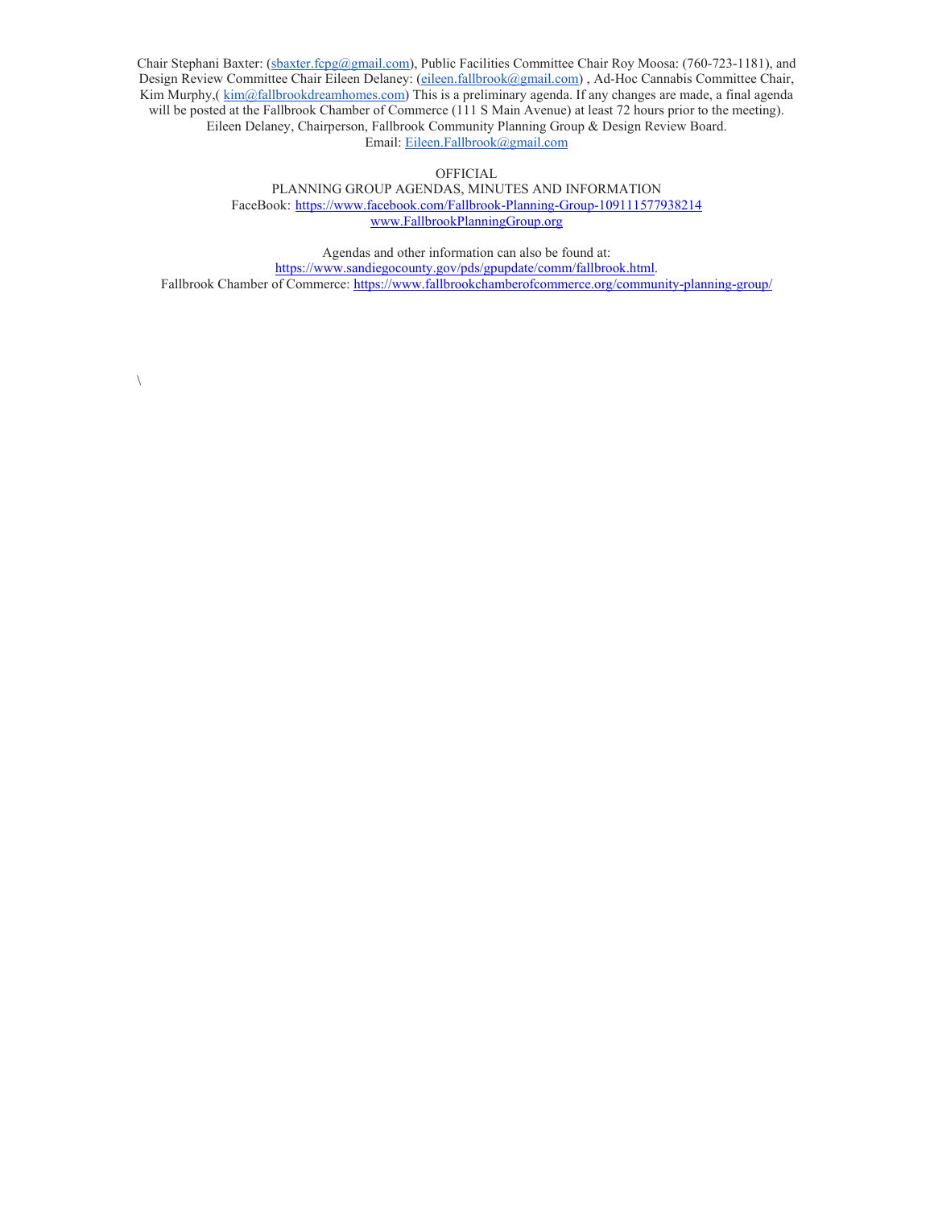Chair Stephani Baxter: (sbaxter.fcpg@gmail.com), Public Facilities Committee Chair Roy Moosa: (760-723-1181), and Design Review Committee Chair Eileen Delaney: (eileen.fallbrook@gmail.com) , Ad-Hoc Cannabis Committee Chair, Kim Murphy,( kim@fallbrookdreamhomes.com) This is a preliminary agenda. If any changes are made, a final agenda will be posted at the Fallbrook Chamber of Commerce (111 S Main Avenue) at least 72 hours prior to the meeting). Eileen Delaney, Chairperson, Fallbrook Community Planning Group & Design Review Board.
Email: Eileen.Fallbrook@gmail.com

OFFICIAL
PLANNING GROUP AGENDAS, MINUTES AND INFORMATION
FaceBook: https://www.facebook.com/Fallbrook-Planning-Group-109111577938214
www.FallbrookPlanningGroup.org

Agendas and other information can also be found at:
https://www.sandiegocounty.gov/pds/gpupdate/comm/fallbrook.html.
Fallbrook Chamber of Commerce: https://www.fallbrookchamberofcommerce.org/community-planning-group/

\